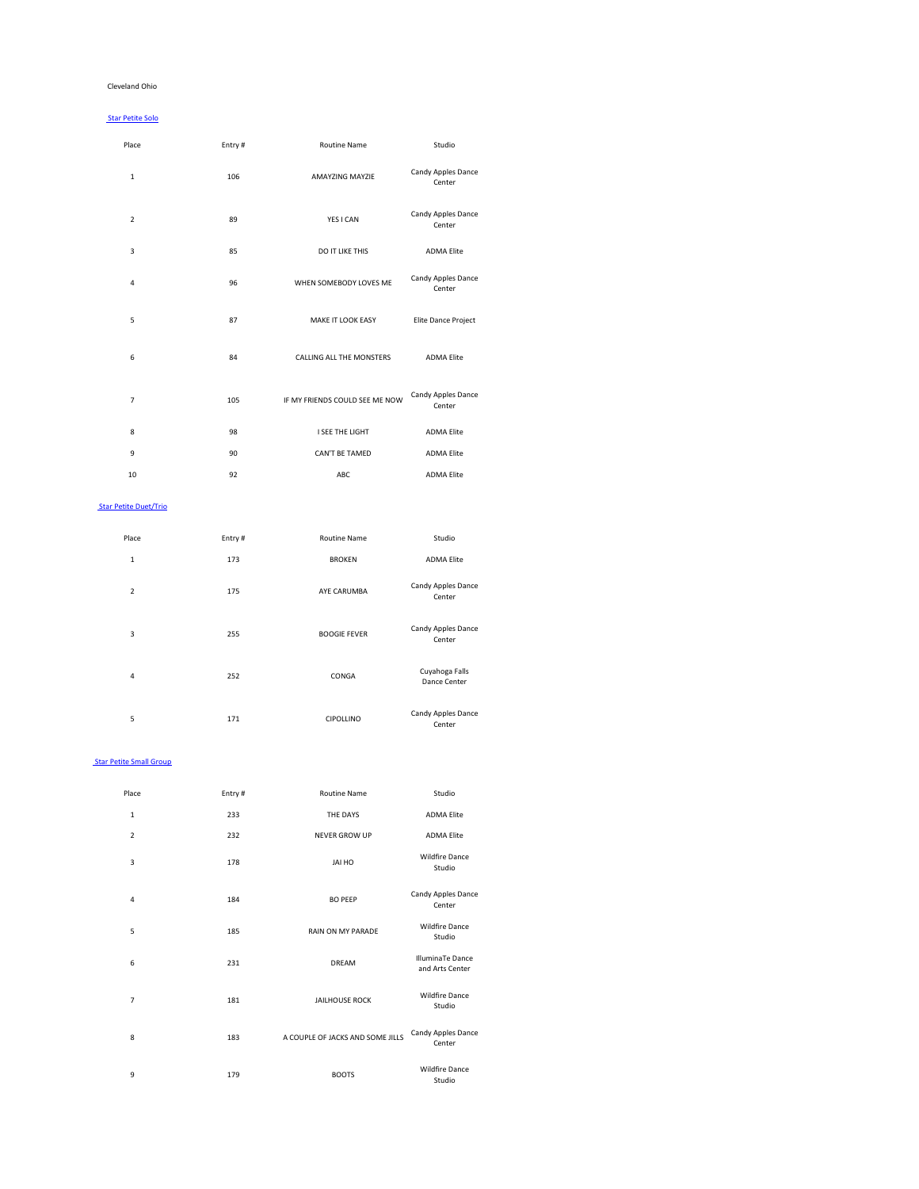Cleveland Ohio

[Star Petite Solo]

| Place | Entry # | Routine Name | Studio |
|---|---|---|---|
| 1 | 106 | AMAYZING MAYZIE | Candy Apples Dance Center |
| 2 | 89 | YES I CAN | Candy Apples Dance Center |
| 3 | 85 | DO IT LIKE THIS | ADMA Elite |
| 4 | 96 | WHEN SOMEBODY LOVES ME | Candy Apples Dance Center |
| 5 | 87 | MAKE IT LOOK EASY | Elite Dance Project |
| 6 | 84 | CALLING ALL THE MONSTERS | ADMA Elite |
| 7 | 105 | IF MY FRIENDS COULD SEE ME NOW | Candy Apples Dance Center |
| 8 | 98 | I SEE THE LIGHT | ADMA Elite |
| 9 | 90 | CAN'T BE TAMED | ADMA Elite |
| 10 | 92 | ABC | ADMA Elite |

[Star Petite Duet/Trio]

| Place | Entry # | Routine Name | Studio |
|---|---|---|---|
| 1 | 173 | BROKEN | ADMA Elite |
| 2 | 175 | AYE CARUMBA | Candy Apples Dance Center |
| 3 | 255 | BOOGIE FEVER | Candy Apples Dance Center |
| 4 | 252 | CONGA | Cuyahoga Falls Dance Center |
| 5 | 171 | CIPOLLINO | Candy Apples Dance Center |

[Star Petite Small Group]

| Place | Entry # | Routine Name | Studio |
|---|---|---|---|
| 1 | 233 | THE DAYS | ADMA Elite |
| 2 | 232 | NEVER GROW UP | ADMA Elite |
| 3 | 178 | JAI HO | Wildfire Dance Studio |
| 4 | 184 | BO PEEP | Candy Apples Dance Center |
| 5 | 185 | RAIN ON MY PARADE | Wildfire Dance Studio |
| 6 | 231 | DREAM | IlluminaTe Dance and Arts Center |
| 7 | 181 | JAILHOUSE ROCK | Wildfire Dance Studio |
| 8 | 183 | A COUPLE OF JACKS AND SOME JILLS | Candy Apples Dance Center |
| 9 | 179 | BOOTS | Wildfire Dance Studio |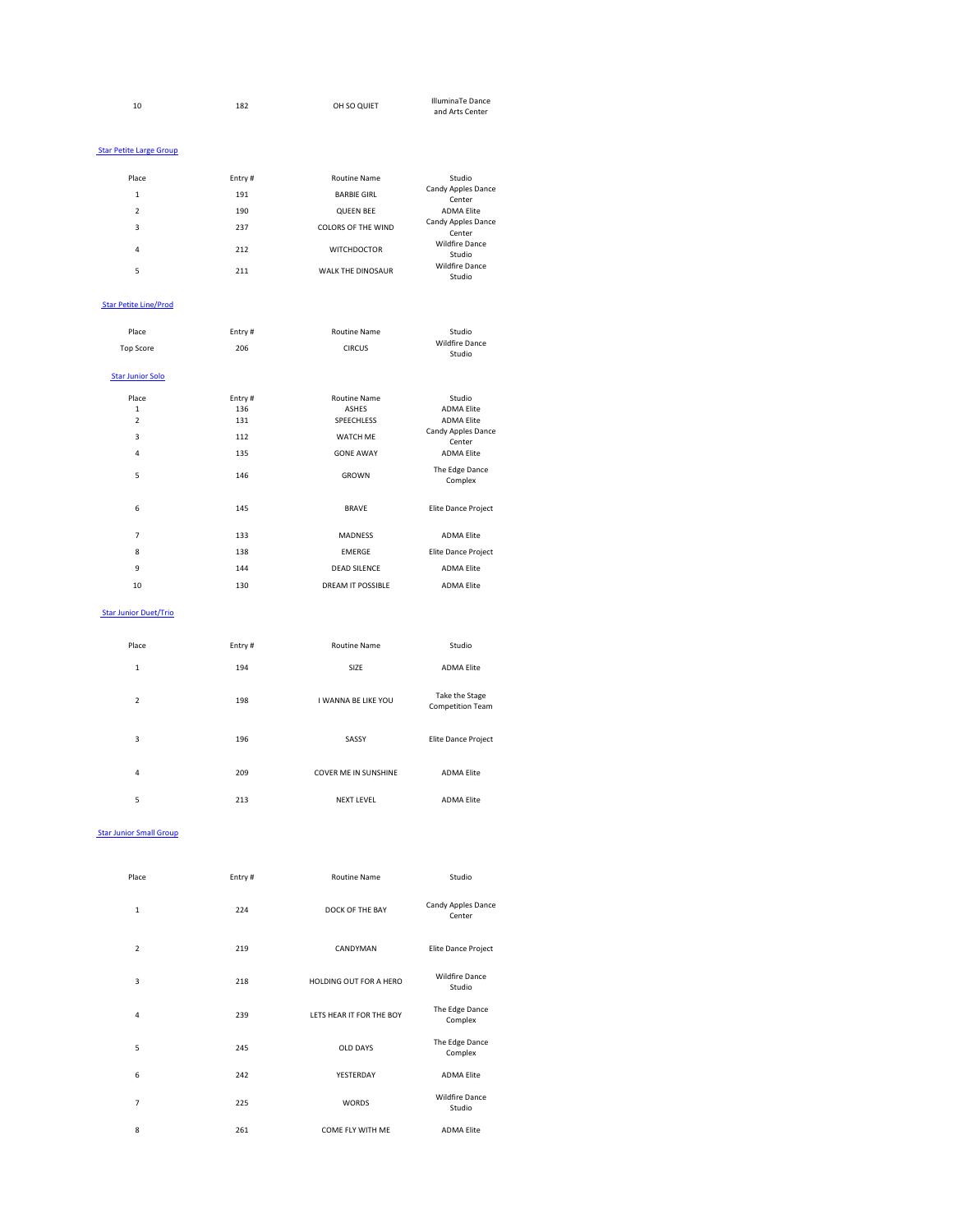| Place | Entry # | Routine Name | Studio |
|---|---|---|---|
| 10 | 182 | OH SO QUIET | IlluminaTe Dance and Arts Center |

## Star Petite Large Group

| Place | Entry # | Routine Name | Studio |
|---|---|---|---|
| 1 | 191 | BARBIE GIRL | Candy Apples Dance Center |
| 2 | 190 | QUEEN BEE | ADMA Elite |
| 3 | 237 | COLORS OF THE WIND | Candy Apples Dance Center |
| 4 | 212 | WITCHDOCTOR | Wildfire Dance Studio |
| 5 | 211 | WALK THE DINOSAUR | Wildfire Dance Studio |

## Star Petite Line/Prod

| Place | Entry # | Routine Name | Studio |
|---|---|---|---|
| Top Score | 206 | CIRCUS | Wildfire Dance Studio |

## Star Junior Solo

| Place | Entry # | Routine Name | Studio |
|---|---|---|---|
| 1 | 136 | ASHES | ADMA Elite |
| 2 | 131 | SPEECHLESS | ADMA Elite |
| 3 | 112 | WATCH ME | Candy Apples Dance Center |
| 4 | 135 | GONE AWAY | ADMA Elite |
| 5 | 146 | GROWN | The Edge Dance Complex |
| 6 | 145 | BRAVE | Elite Dance Project |
| 7 | 133 | MADNESS | ADMA Elite |
| 8 | 138 | EMERGE | Elite Dance Project |
| 9 | 144 | DEAD SILENCE | ADMA Elite |
| 10 | 130 | DREAM IT POSSIBLE | ADMA Elite |

## Star Junior Duet/Trio

| Place | Entry # | Routine Name | Studio |
|---|---|---|---|
| 1 | 194 | SIZE | ADMA Elite |
| 2 | 198 | I WANNA BE LIKE YOU | Take the Stage Competition Team |
| 3 | 196 | SASSY | Elite Dance Project |
| 4 | 209 | COVER ME IN SUNSHINE | ADMA Elite |
| 5 | 213 | NEXT LEVEL | ADMA Elite |

## Star Junior Small Group

| Place | Entry # | Routine Name | Studio |
|---|---|---|---|
| 1 | 224 | DOCK OF THE BAY | Candy Apples Dance Center |
| 2 | 219 | CANDYMAN | Elite Dance Project |
| 3 | 218 | HOLDING OUT FOR A HERO | Wildfire Dance Studio |
| 4 | 239 | LETS HEAR IT FOR THE BOY | The Edge Dance Complex |
| 5 | 245 | OLD DAYS | The Edge Dance Complex |
| 6 | 242 | YESTERDAY | ADMA Elite |
| 7 | 225 | WORDS | Wildfire Dance Studio |
| 8 | 261 | COME FLY WITH ME | ADMA Elite |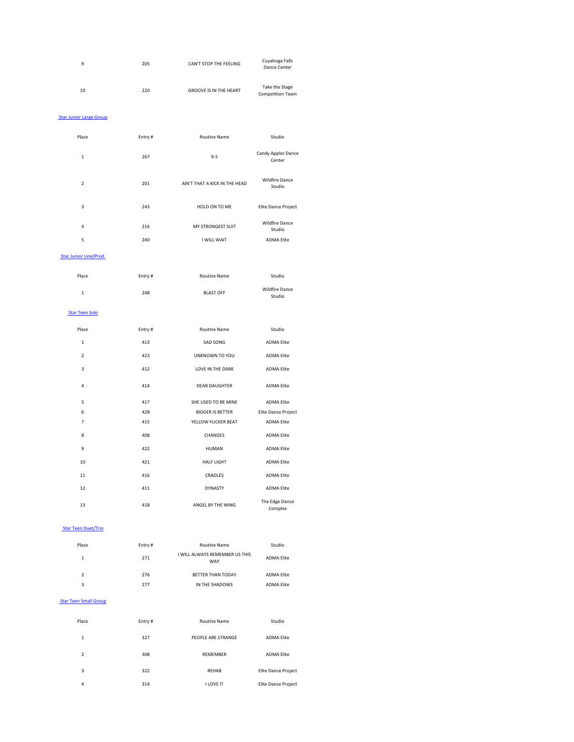| Place | Entry # | Routine Name | Studio |
|---|---|---|---|
| 9 | 205 | CAN'T STOP THE FEELING | Cuyahoga Falls Dance Center |
| 10 | 220 | GROOVE IS IN THE HEART | Take the Stage Competition Team |

## Star Junior Large Group

| Place | Entry # | Routine Name | Studio |
|---|---|---|---|
| 1 | 267 | 9-5 | Candy Apples Dance Center |
| 2 | 201 | AIN'T THAT A KICK IN THE HEAD | Wildfire Dance Studio |
| 3 | 243 | HOLD ON TO ME | Elite Dance Project |
| 4 | 216 | MY STRONGEST SUIT | Wildfire Dance Studio |
| 5 | 240 | I WILL WAIT | ADMA Elite |

## Star Junior Line/Prod.

| Place | Entry # | Routine Name | Studio |
|---|---|---|---|
| 1 | 248 | BLAST OFF | Wildfire Dance Studio |

## Star Teen Solo

| Place | Entry # | Routine Name | Studio |
|---|---|---|---|
| 1 | 413 | SAD SONG | ADMA Elite |
| 2 | 423 | UNKNOWN TO YOU | ADMA Elite |
| 3 | 412 | LOVE IN THE DARK | ADMA Elite |
| 4 | 414 | DEAR DAUGHTER | ADMA Elite |
| 5 | 417 | SHE USED TO BE MINE | ADMA Elite |
| 6 | 428 | BIGGER IS BETTER | Elite Dance Project |
| 7 | 415 | YELLOW FLICKER BEAT | ADMA Elite |
| 8 | 408 | CHANGES | ADMA Elite |
| 9 | 422 | HUMAN | ADMA Elite |
| 10 | 421 | HALF LIGHT | ADMA Elite |
| 11 | 416 | CRADLES | ADMA Elite |
| 12 | 411 | DYNASTY | ADMA Elite |
| 13 | 418 | ANGEL BY THE WING | The Edge Dance Complex |

## Star Teen Duet/Trio

| Place | Entry # | Routine Name | Studio |
|---|---|---|---|
| 1 | 271 | I WILL ALWAYS REMEMBER US THIS WAY | ADMA Elite |
| 2 | 276 | BETTER THAN TODAY | ADMA Elite |
| 3 | 277 | IN THE SHADOWS | ADMA Elite |

## Star Teen Small Group

| Place | Entry # | Routine Name | Studio |
|---|---|---|---|
| 1 | 327 | PEOPLE ARE STRANGE | ADMA Elite |
| 2 | 308 | REMEMBER | ADMA Elite |
| 3 | 322 | REHAB | Elite Dance Project |
| 4 | 314 | I LOVE IT | Elite Dance Project |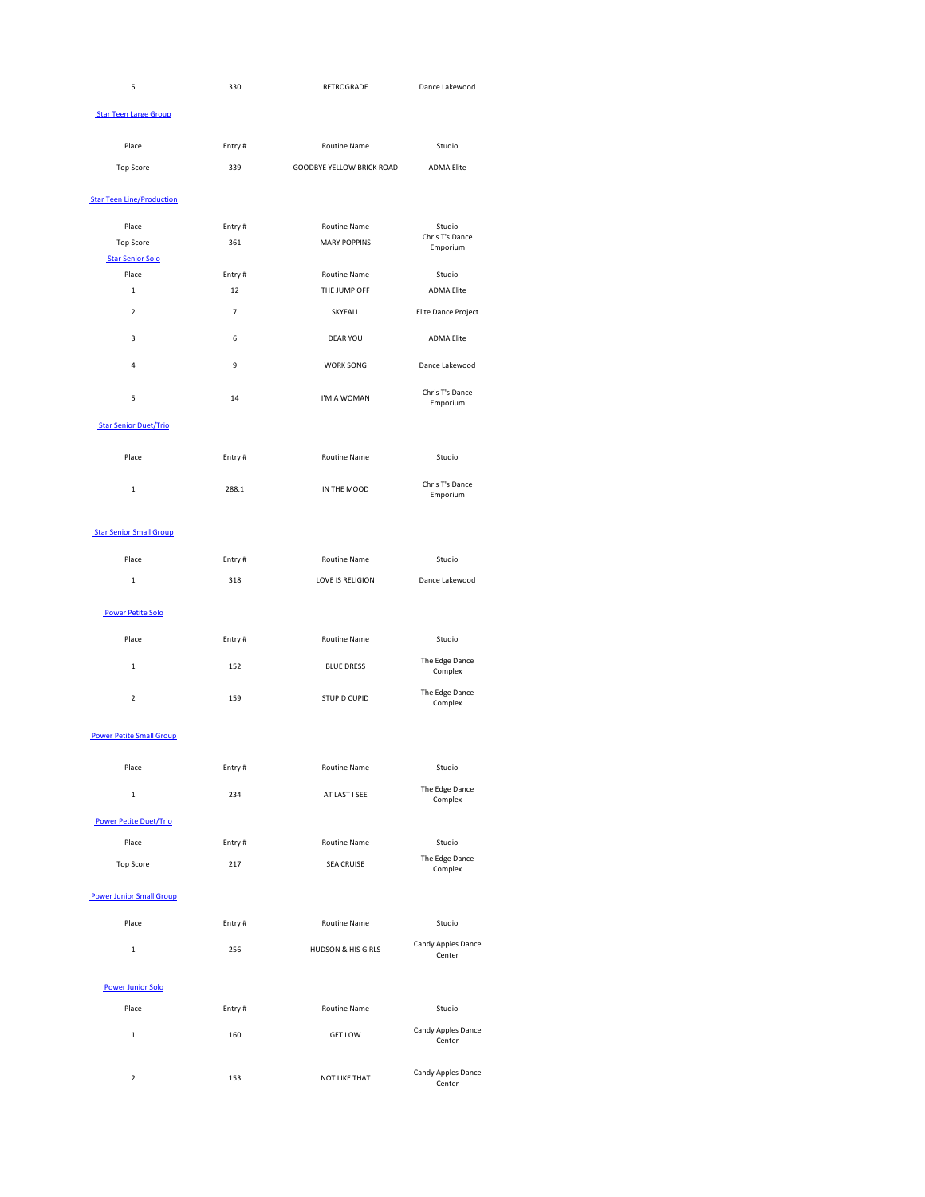| 5 | 330 | RETROGRADE | Dance Lakewood |
|---|---|---|---|

### Star Teen Large Group

| Place | Entry # | Routine Name | Studio |
|---|---|---|---|
| Top Score | 339 | GOODBYE YELLOW BRICK ROAD | ADMA Elite |

### Star Teen Line/Production

| Place | Entry # | Routine Name | Studio |
|---|---|---|---|
| Top Score | 361 | MARY POPPINS | Chris T's Dance Emporium |

### Star Senior Solo

| Place | Entry # | Routine Name | Studio |
|---|---|---|---|
| 1 | 12 | THE JUMP OFF | ADMA Elite |
| 2 | 7 | SKYFALL | Elite Dance Project |
| 3 | 6 | DEAR YOU | ADMA Elite |
| 4 | 9 | WORK SONG | Dance Lakewood |
| 5 | 14 | I'M A WOMAN | Chris T's Dance Emporium |

### Star Senior Duet/Trio

| Place | Entry # | Routine Name | Studio |
|---|---|---|---|
| 1 | 288.1 | IN THE MOOD | Chris T's Dance Emporium |

### Star Senior Small Group

| Place | Entry # | Routine Name | Studio |
|---|---|---|---|
| 1 | 318 | LOVE IS RELIGION | Dance Lakewood |

### Power Petite Solo

| Place | Entry # | Routine Name | Studio |
|---|---|---|---|
| 1 | 152 | BLUE DRESS | The Edge Dance Complex |
| 2 | 159 | STUPID CUPID | The Edge Dance Complex |

### Power Petite Small Group

| Place | Entry # | Routine Name | Studio |
|---|---|---|---|
| 1 | 234 | AT LAST I SEE | The Edge Dance Complex |

### Power Petite Duet/Trio

| Place | Entry # | Routine Name | Studio |
|---|---|---|---|
| Top Score | 217 | SEA CRUISE | The Edge Dance Complex |

### Power Junior Small Group

| Place | Entry # | Routine Name | Studio |
|---|---|---|---|
| 1 | 256 | HUDSON & HIS GIRLS | Candy Apples Dance Center |

### Power Junior Solo

| Place | Entry # | Routine Name | Studio |
|---|---|---|---|
| 1 | 160 | GET LOW | Candy Apples Dance Center |
| 2 | 153 | NOT LIKE THAT | Candy Apples Dance Center |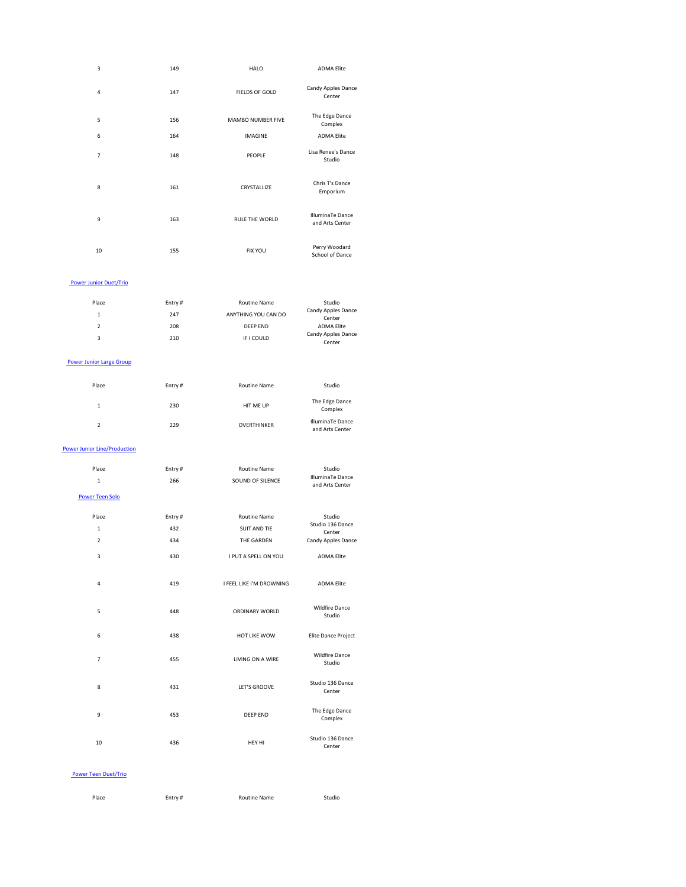| Place | Entry # | Routine Name | Studio |
|---|---|---|---|
| 3 | 149 | HALO | ADMA Elite |
| 4 | 147 | FIELDS OF GOLD | Candy Apples Dance Center |
| 5 | 156 | MAMBO NUMBER FIVE | The Edge Dance Complex |
| 6 | 164 | IMAGINE | ADMA Elite |
| 7 | 148 | PEOPLE | Lisa Renee's Dance Studio |
| 8 | 161 | CRYSTALLIZE | Chris T's Dance Emporium |
| 9 | 163 | RULE THE WORLD | IlluminaTe Dance and Arts Center |
| 10 | 155 | FIX YOU | Perry Woodard School of Dance |

[Power Junior Duet/Trio]

| Place | Entry # | Routine Name | Studio |
|---|---|---|---|
| 1 | 247 | ANYTHING YOU CAN DO | Candy Apples Dance Center |
| 2 | 208 | DEEP END | ADMA Elite |
| 3 | 210 | IF I COULD | Candy Apples Dance Center |

[Power Junior Large Group]

| Place | Entry # | Routine Name | Studio |
|---|---|---|---|
| 1 | 230 | HIT ME UP | The Edge Dance Complex |
| 2 | 229 | OVERTHINKER | IlluminaTe Dance and Arts Center |

[Power Junior Line/Production]

| Place | Entry # | Routine Name | Studio |
|---|---|---|---|
| 1 | 266 | SOUND OF SILENCE | IlluminaTe Dance and Arts Center |

[Power Teen Solo]

| Place | Entry # | Routine Name | Studio |
|---|---|---|---|
| 1 | 432 | SUIT AND TIE | Studio 136 Dance Center |
| 2 | 434 | THE GARDEN | Candy Apples Dance |
| 3 | 430 | I PUT A SPELL ON YOU | ADMA Elite |
| 4 | 419 | I FEEL LIKE I'M DROWNING | ADMA Elite |
| 5 | 448 | ORDINARY WORLD | Wildfire Dance Studio |
| 6 | 438 | HOT LIKE WOW | Elite Dance Project |
| 7 | 455 | LIVING ON A WIRE | Wildfire Dance Studio |
| 8 | 431 | LET'S GROOVE | Studio 136 Dance Center |
| 9 | 453 | DEEP END | The Edge Dance Complex |
| 10 | 436 | HEY HI | Studio 136 Dance Center |

[Power Teen Duet/Trio]

| Place | Entry # | Routine Name | Studio |
|---|---|---|---|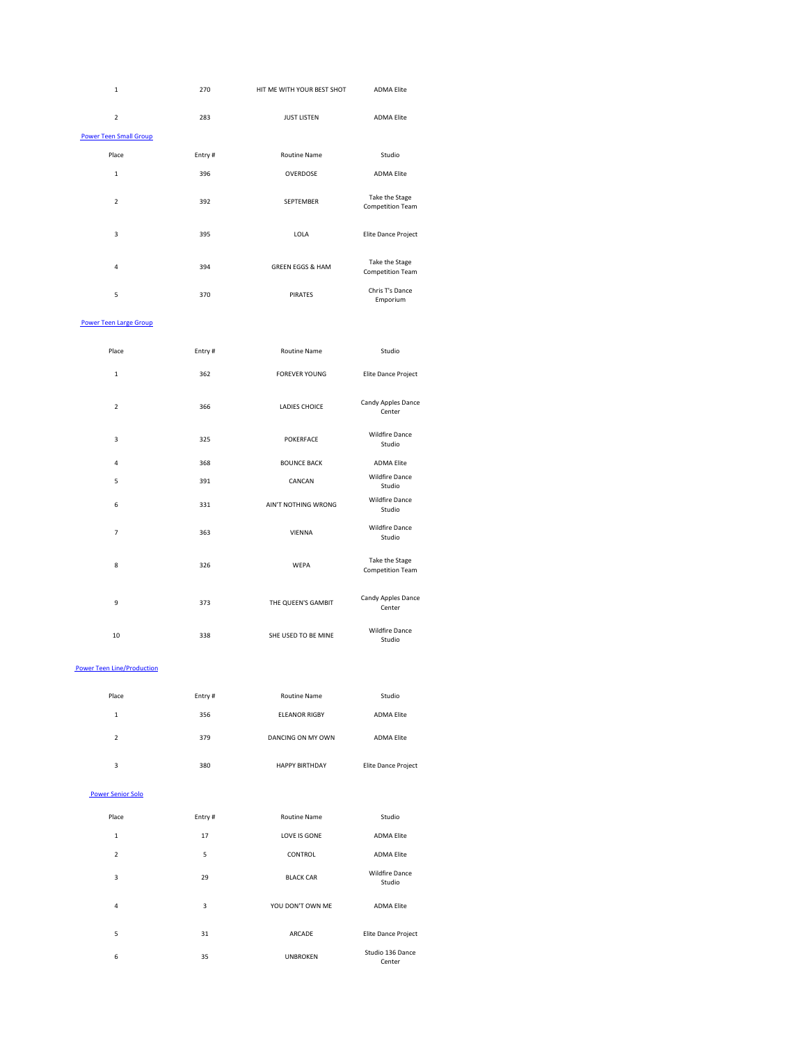| Place | Entry # | Routine Name | Studio |
|---|---|---|---|
| 1 | 270 | HIT ME WITH YOUR BEST SHOT | ADMA Elite |
| 2 | 283 | JUST LISTEN | ADMA Elite |

Power Teen Small Group

| Place | Entry # | Routine Name | Studio |
|---|---|---|---|
| 1 | 396 | OVERDOSE | ADMA Elite |
| 2 | 392 | SEPTEMBER | Take the Stage Competition Team |
| 3 | 395 | LOLA | Elite Dance Project |
| 4 | 394 | GREEN EGGS & HAM | Take the Stage Competition Team |
| 5 | 370 | PIRATES | Chris T's Dance Emporium |

Power Teen Large Group

| Place | Entry # | Routine Name | Studio |
|---|---|---|---|
| 1 | 362 | FOREVER YOUNG | Elite Dance Project |
| 2 | 366 | LADIES CHOICE | Candy Apples Dance Center |
| 3 | 325 | POKERFACE | Wildfire Dance Studio |
| 4 | 368 | BOUNCE BACK | ADMA Elite |
| 5 | 391 | CANCAN | Wildfire Dance Studio |
| 6 | 331 | AIN'T NOTHING WRONG | Wildfire Dance Studio |
| 7 | 363 | VIENNA | Wildfire Dance Studio |
| 8 | 326 | WEPA | Take the Stage Competition Team |
| 9 | 373 | THE QUEEN'S GAMBIT | Candy Apples Dance Center |
| 10 | 338 | SHE USED TO BE MINE | Wildfire Dance Studio |

Power Teen Line/Production

| Place | Entry # | Routine Name | Studio |
|---|---|---|---|
| 1 | 356 | ELEANOR RIGBY | ADMA Elite |
| 2 | 379 | DANCING ON MY OWN | ADMA Elite |
| 3 | 380 | HAPPY BIRTHDAY | Elite Dance Project |

Power Senior Solo

| Place | Entry # | Routine Name | Studio |
|---|---|---|---|
| 1 | 17 | LOVE IS GONE | ADMA Elite |
| 2 | 5 | CONTROL | ADMA Elite |
| 3 | 29 | BLACK CAR | Wildfire Dance Studio |
| 4 | 3 | YOU DON'T OWN ME | ADMA Elite |
| 5 | 31 | ARCADE | Elite Dance Project |
| 6 | 35 | UNBROKEN | Studio 136 Dance Center |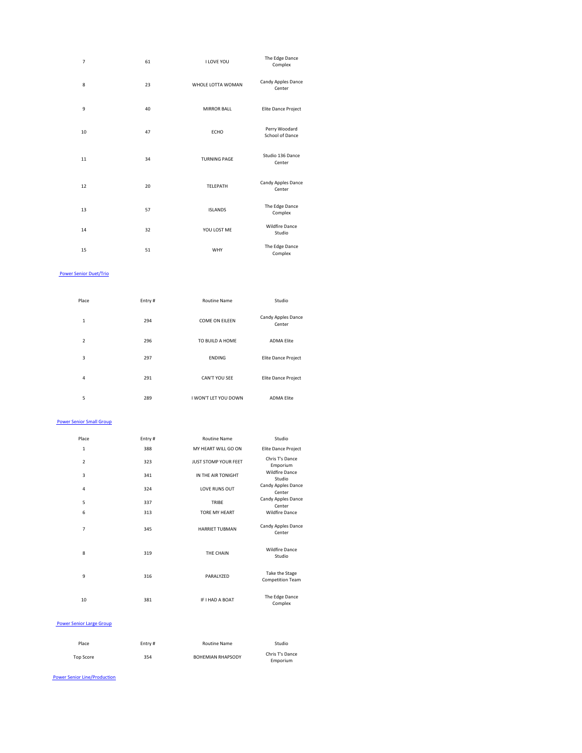| Place | Entry # | Routine Name | Studio |
|---|---|---|---|
| 7 | 61 | I LOVE YOU | The Edge Dance Complex |
| 8 | 23 | WHOLE LOTTA WOMAN | Candy Apples Dance Center |
| 9 | 40 | MIRROR BALL | Elite Dance Project |
| 10 | 47 | ECHO | Perry Woodard School of Dance |
| 11 | 34 | TURNING PAGE | Studio 136 Dance Center |
| 12 | 20 | TELEPATH | Candy Apples Dance Center |
| 13 | 57 | ISLANDS | The Edge Dance Complex |
| 14 | 32 | YOU LOST ME | Wildfire Dance Studio |
| 15 | 51 | WHY | The Edge Dance Complex |

Power Senior Duet/Trio

| Place | Entry # | Routine Name | Studio |
|---|---|---|---|
| 1 | 294 | COME ON EILEEN | Candy Apples Dance Center |
| 2 | 296 | TO BUILD A HOME | ADMA Elite |
| 3 | 297 | ENDING | Elite Dance Project |
| 4 | 291 | CAN'T YOU SEE | Elite Dance Project |
| 5 | 289 | I WON'T LET YOU DOWN | ADMA Elite |

Power Senior Small Group

| Place | Entry # | Routine Name | Studio |
|---|---|---|---|
| 1 | 388 | MY HEART WILL GO ON | Elite Dance Project |
| 2 | 323 | JUST STOMP YOUR FEET | Chris T's Dance Emporium |
| 3 | 341 | IN THE AIR TONIGHT | Wildfire Dance Studio |
| 4 | 324 | LOVE RUNS OUT | Candy Apples Dance Center |
| 5 | 337 | TRIBE | Candy Apples Dance Center |
| 6 | 313 | TORE MY HEART | Wildfire Dance |
| 7 | 345 | HARRIET TUBMAN | Candy Apples Dance Center |
| 8 | 319 | THE CHAIN | Wildfire Dance Studio |
| 9 | 316 | PARALYZED | Take the Stage Competition Team |
| 10 | 381 | IF I HAD A BOAT | The Edge Dance Complex |

Power Senior Large Group

| Place | Entry # | Routine Name | Studio |
|---|---|---|---|
| Top Score | 354 | BOHEMIAN RHAPSODY | Chris T's Dance Emporium |

Power Senior Line/Production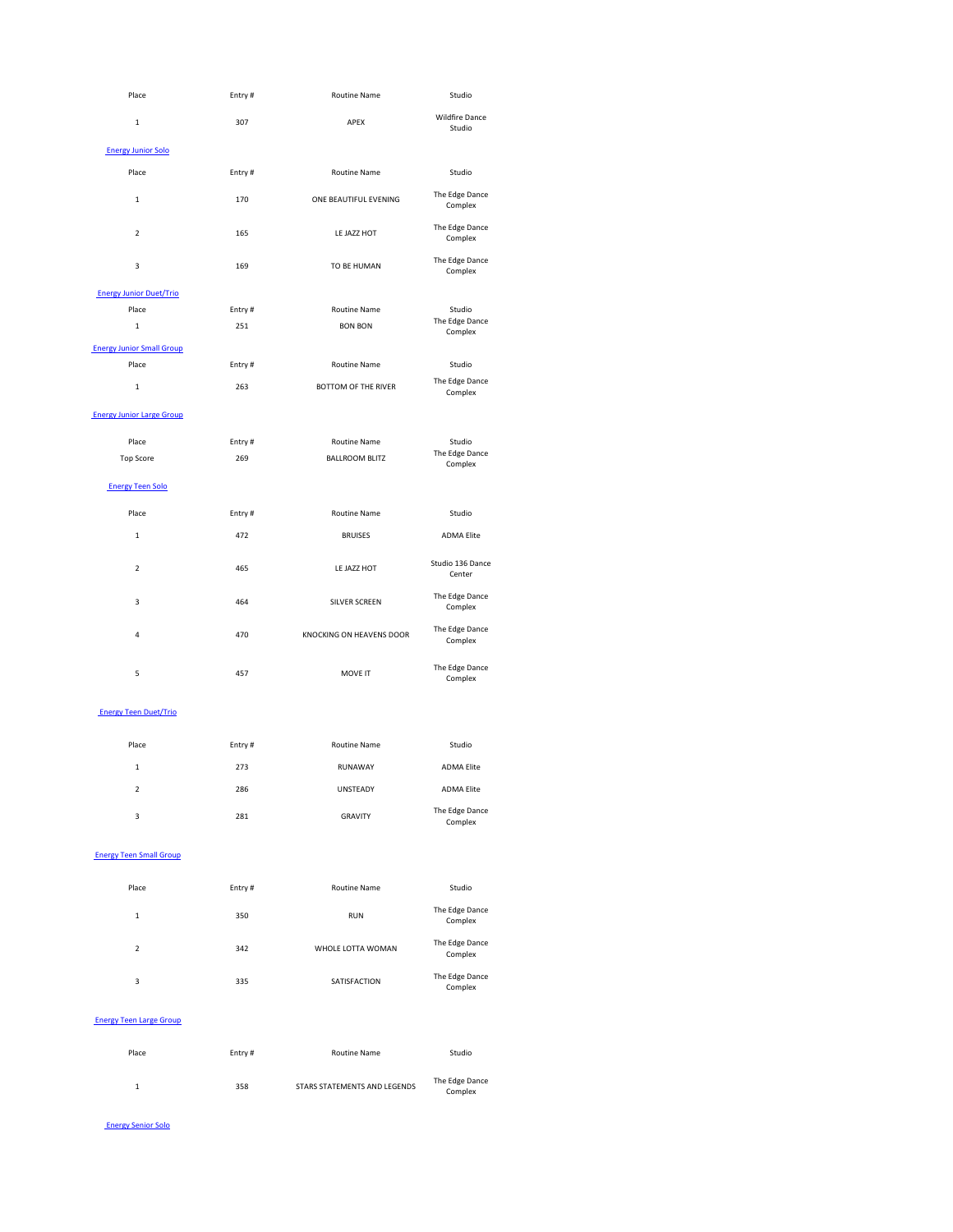| Place | Entry # | Routine Name | Studio |
|---|---|---|---|
| 1 | 307 | APEX | Wildfire Dance Studio |

Energy Junior Solo

| Place | Entry # | Routine Name | Studio |
|---|---|---|---|
| 1 | 170 | ONE BEAUTIFUL EVENING | The Edge Dance Complex |
| 2 | 165 | LE JAZZ HOT | The Edge Dance Complex |
| 3 | 169 | TO BE HUMAN | The Edge Dance Complex |

Energy Junior Duet/Trio

| Place | Entry # | Routine Name | Studio |
|---|---|---|---|
| 1 | 251 | BON BON | The Edge Dance Complex |

Energy Junior Small Group

| Place | Entry # | Routine Name | Studio |
|---|---|---|---|
| 1 | 263 | BOTTOM OF THE RIVER | The Edge Dance Complex |

Energy Junior Large Group

| Place | Entry # | Routine Name | Studio |
|---|---|---|---|
| Top Score | 269 | BALLROOM BLITZ | The Edge Dance Complex |

Energy Teen Solo

| Place | Entry # | Routine Name | Studio |
|---|---|---|---|
| 1 | 472 | BRUISES | ADMA Elite |
| 2 | 465 | LE JAZZ HOT | Studio 136 Dance Center |
| 3 | 464 | SILVER SCREEN | The Edge Dance Complex |
| 4 | 470 | KNOCKING ON HEAVENS DOOR | The Edge Dance Complex |
| 5 | 457 | MOVE IT | The Edge Dance Complex |

Energy Teen Duet/Trio

| Place | Entry # | Routine Name | Studio |
|---|---|---|---|
| 1 | 273 | RUNAWAY | ADMA Elite |
| 2 | 286 | UNSTEADY | ADMA Elite |
| 3 | 281 | GRAVITY | The Edge Dance Complex |

Energy Teen Small Group

| Place | Entry # | Routine Name | Studio |
|---|---|---|---|
| 1 | 350 | RUN | The Edge Dance Complex |
| 2 | 342 | WHOLE LOTTA WOMAN | The Edge Dance Complex |
| 3 | 335 | SATISFACTION | The Edge Dance Complex |

Energy Teen Large Group

| Place | Entry # | Routine Name | Studio |
|---|---|---|---|
| 1 | 358 | STARS STATEMENTS AND LEGENDS | The Edge Dance Complex |

Energy Senior Solo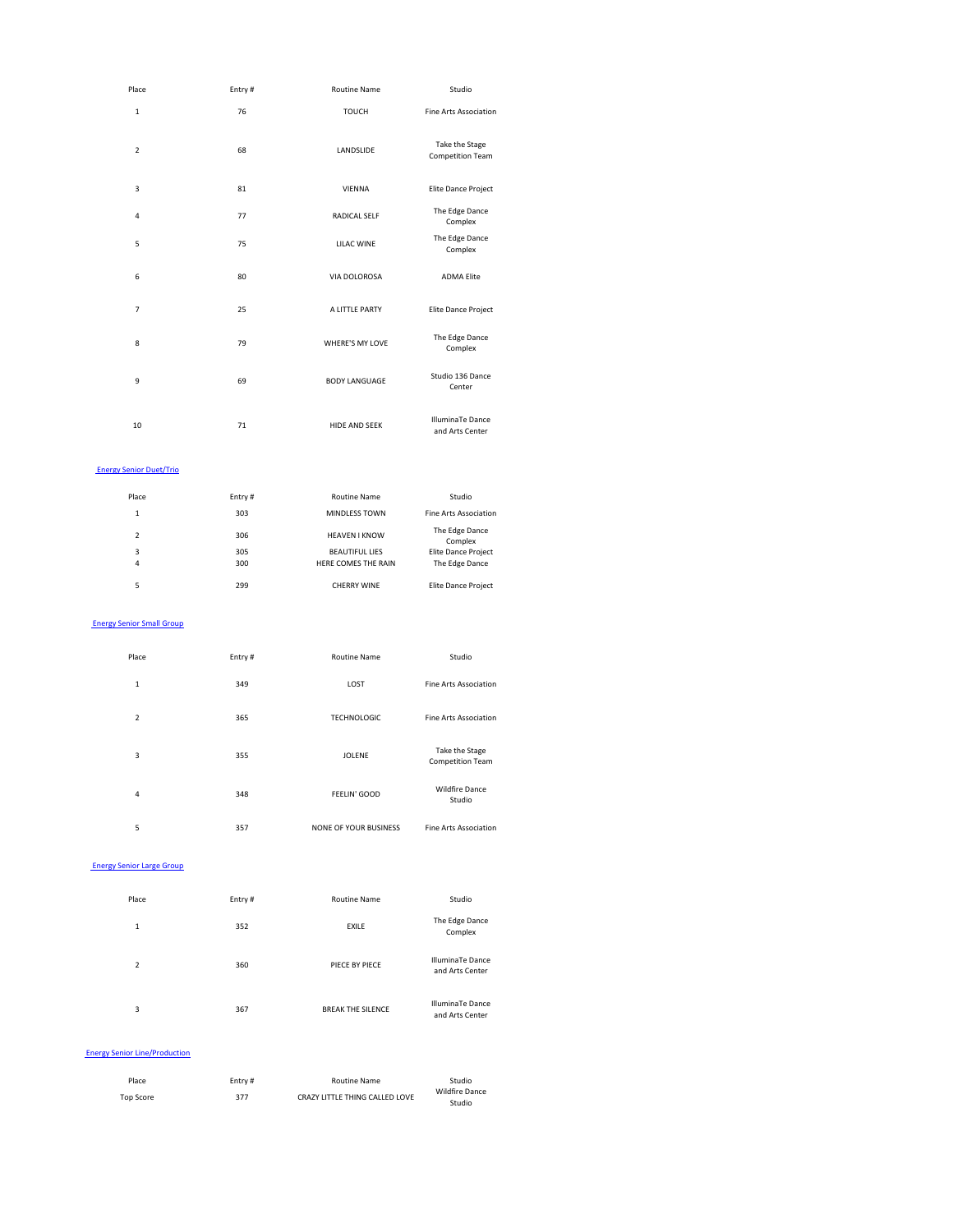| Place | Entry # | Routine Name | Studio |
|---|---|---|---|
| 1 | 76 | TOUCH | Fine Arts Association |
| 2 | 68 | LANDSLIDE | Take the Stage Competition Team |
| 3 | 81 | VIENNA | Elite Dance Project |
| 4 | 77 | RADICAL SELF | The Edge Dance Complex |
| 5 | 75 | LILAC WINE | The Edge Dance Complex |
| 6 | 80 | VIA DOLOROSA | ADMA Elite |
| 7 | 25 | A LITTLE PARTY | Elite Dance Project |
| 8 | 79 | WHERE'S MY LOVE | The Edge Dance Complex |
| 9 | 69 | BODY LANGUAGE | Studio 136 Dance Center |
| 10 | 71 | HIDE AND SEEK | IlluminaTe Dance and Arts Center |

## Energy Senior Duet/Trio

| Place | Entry # | Routine Name | Studio |
|---|---|---|---|
| 1 | 303 | MINDLESS TOWN | Fine Arts Association |
| 2 | 306 | HEAVEN I KNOW | The Edge Dance Complex |
| 3 | 305 | BEAUTIFUL LIES | Elite Dance Project |
| 4 | 300 | HERE COMES THE RAIN | The Edge Dance |
| 5 | 299 | CHERRY WINE | Elite Dance Project |

## Energy Senior Small Group

| Place | Entry # | Routine Name | Studio |
|---|---|---|---|
| 1 | 349 | LOST | Fine Arts Association |
| 2 | 365 | TECHNOLOGIC | Fine Arts Association |
| 3 | 355 | JOLENE | Take the Stage Competition Team |
| 4 | 348 | FEELIN' GOOD | Wildfire Dance Studio |
| 5 | 357 | NONE OF YOUR BUSINESS | Fine Arts Association |

## Energy Senior Large Group

| Place | Entry # | Routine Name | Studio |
|---|---|---|---|
| 1 | 352 | EXILE | The Edge Dance Complex |
| 2 | 360 | PIECE BY PIECE | IlluminaTe Dance and Arts Center |
| 3 | 367 | BREAK THE SILENCE | IlluminaTe Dance and Arts Center |

## Energy Senior Line/Production

| Place | Entry # | Routine Name | Studio |
|---|---|---|---|
| Top Score | 377 | CRAZY LITTLE THING CALLED LOVE | Wildfire Dance Studio |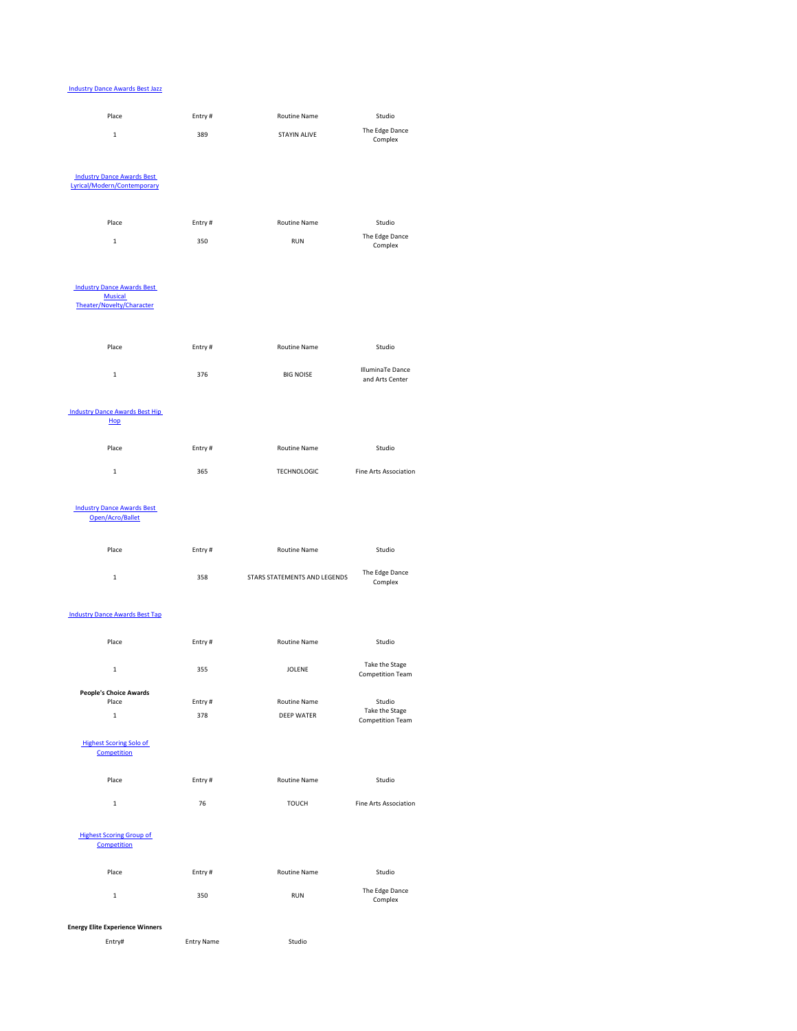[Industry Dance Awards Best Jazz]

| Place | Entry # | Routine Name | Studio |
|---|---|---|---|
| 1 | 389 | STAYIN ALIVE | The Edge Dance Complex |

[Industry Dance Awards Best Lyrical/Modern/Contemporary]

| Place | Entry # | Routine Name | Studio |
|---|---|---|---|
| 1 | 350 | RUN | The Edge Dance Complex |

[Industry Dance Awards Best Musical Theater/Novelty/Character]

| Place | Entry # | Routine Name | Studio |
|---|---|---|---|
| 1 | 376 | BIG NOISE | IlluminaTe Dance and Arts Center |

[Industry Dance Awards Best Hip Hop]

| Place | Entry # | Routine Name | Studio |
|---|---|---|---|
| 1 | 365 | TECHNOLOGIC | Fine Arts Association |

[Industry Dance Awards Best Open/Acro/Ballet]

| Place | Entry # | Routine Name | Studio |
|---|---|---|---|
| 1 | 358 | STARS STATEMENTS AND LEGENDS | The Edge Dance Complex |

[Industry Dance Awards Best Tap]

| Place | Entry # | Routine Name | Studio |
|---|---|---|---|
| 1 | 355 | JOLENE | Take the Stage Competition Team |

**People's Choice Awards**

| Place | Entry # | Routine Name | Studio |
|---|---|---|---|
| 1 | 378 | DEEP WATER | Take the Stage Competition Team |

[Highest Scoring Solo of Competition]

| Place | Entry # | Routine Name | Studio |
|---|---|---|---|
| 1 | 76 | TOUCH | Fine Arts Association |

[Highest Scoring Group of Competition]

| Place | Entry # | Routine Name | Studio |
|---|---|---|---|
| 1 | 350 | RUN | The Edge Dance Complex |

**Energy Elite Experience Winners**

| Entry# | Entry Name | Studio |
|---|---|---|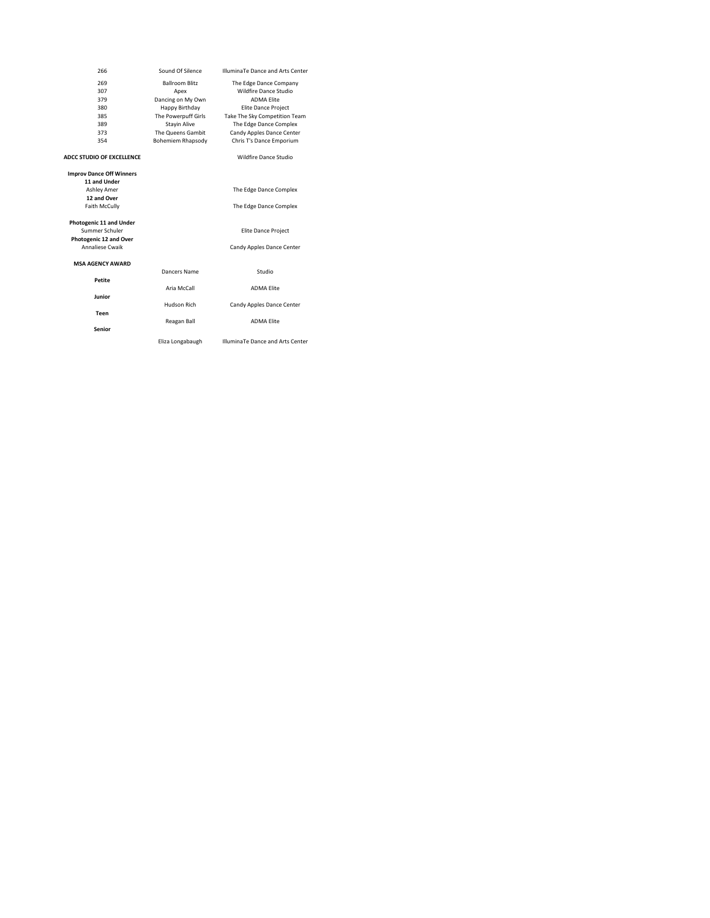| | | |
|---|---|---|
| 266 | Sound Of Silence | IlluminaTe Dance and Arts Center |
| 269 | Ballroom Blitz | The Edge Dance Company |
| 307 | Apex | Wildfire Dance Studio |
| 379 | Dancing on My Own | ADMA Elite |
| 380 | Happy Birthday | Elite Dance Project |
| 385 | The Powerpuff Girls | Take The Sky Competition Team |
| 389 | Stayin Alive | The Edge Dance Complex |
| 373 | The Queens Gambit | Candy Apples Dance Center |
| 354 | Bohemiem Rhapsody | Chris T's Dance Emporium |

**ADCC STUDIO OF EXCELLENCE** — Wildfire Dance Studio

**Improv Dance Off Winners**

| | |
|---|---|
| **11 and Under** | |
| Ashley Amer | The Edge Dance Complex |
| **12 and Over** | |
| Faith McCully | The Edge Dance Complex |

| | |
|---|---|
| **Photogenic 11 and Under** | |
| Summer Schuler | Elite Dance Project |
| **Photogenic 12 and Over** | |
| Anneliese Cwaik | Candy Apples Dance Center |

**MSA AGENCY AWARD**

| | Dancers Name | Studio |
|---|---|---|
| **Petite** | Aria McCall | ADMA Elite |
| **Junior** | Hudson Rich | Candy Apples Dance Center |
| **Teen** | Reagan Ball | ADMA Elite |
| **Senior** | Eliza Longabaugh | IlluminaTe Dance and Arts Center |